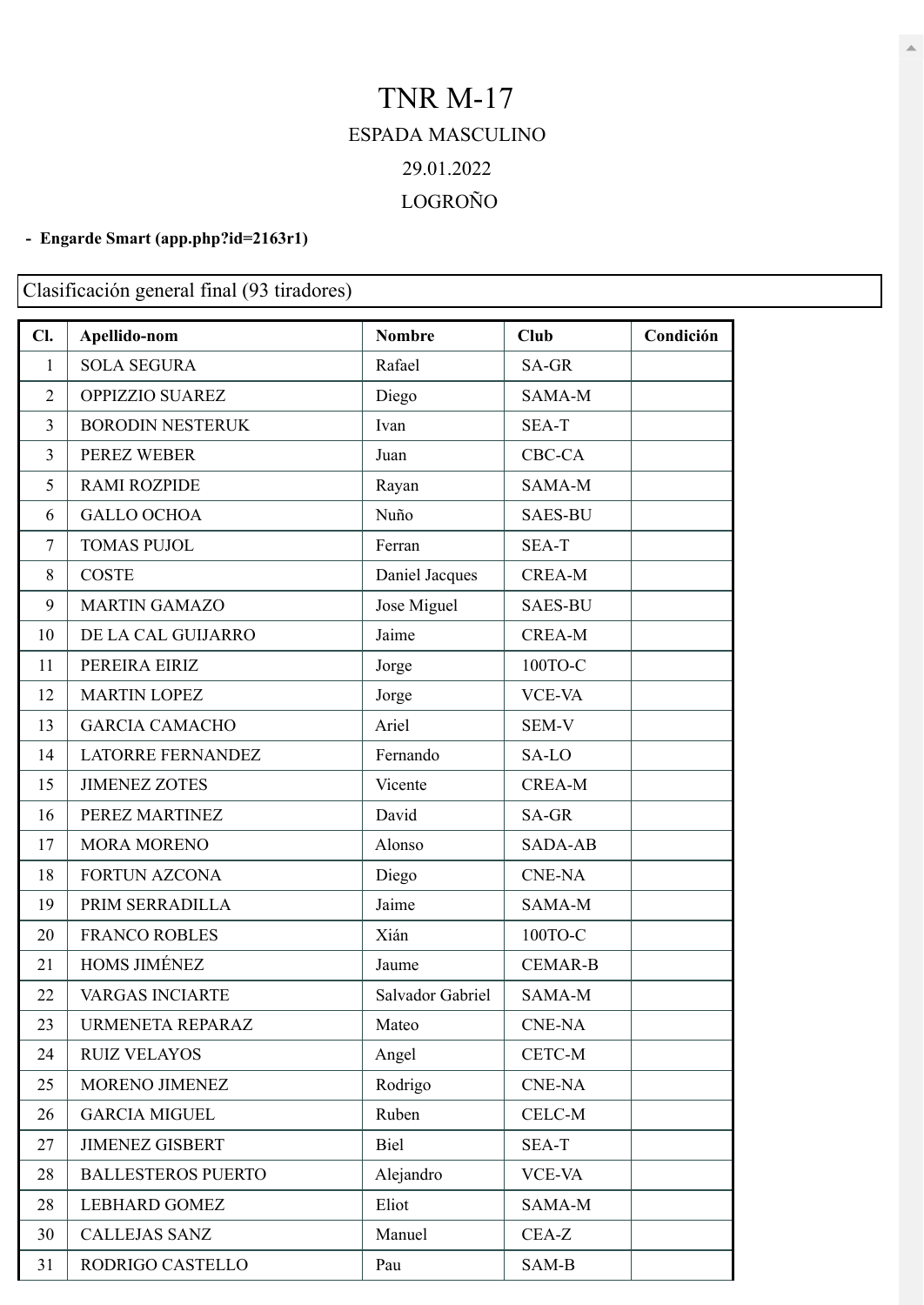# TNR M-17

## ESPADA MASCULINO

29.01.2022

LOGROÑO

- **Engarde Smart (app.php?id=2163r1)**

Clasificación general final (93 tiradores)

| Cl. | Apellido-nom | Nombre | Club | Condición |
|---|---|---|---|---|
| 1 | SOLA SEGURA | Rafael | SA-GR | |
| 2 | OPPIZZIO SUAREZ | Diego | SAMA-M | |
| 3 | BORODIN NESTERUK | Ivan | SEA-T | |
| 3 | PEREZ WEBER | Juan | CBC-CA | |
| 5 | RAMI ROZPIDE | Rayan | SAMA-M | |
| 6 | GALLO OCHOA | Nuño | SAES-BU | |
| 7 | TOMAS PUJOL | Ferran | SEA-T | |
| 8 | COSTE | Daniel Jacques | CREA-M | |
| 9 | MARTIN GAMAZO | Jose Miguel | SAES-BU | |
| 10 | DE LA CAL GUIJARRO | Jaime | CREA-M | |
| 11 | PEREIRA EIRIZ | Jorge | 100TO-C | |
| 12 | MARTIN LOPEZ | Jorge | VCE-VA | |
| 13 | GARCIA CAMACHO | Ariel | SEM-V | |
| 14 | LATORRE FERNANDEZ | Fernando | SA-LO | |
| 15 | JIMENEZ ZOTES | Vicente | CREA-M | |
| 16 | PEREZ MARTINEZ | David | SA-GR | |
| 17 | MORA MORENO | Alonso | SADA-AB | |
| 18 | FORTUN AZCONA | Diego | CNE-NA | |
| 19 | PRIM SERRADILLA | Jaime | SAMA-M | |
| 20 | FRANCO ROBLES | Xián | 100TO-C | |
| 21 | HOMS JIMÉNEZ | Jaume | CEMAR-B | |
| 22 | VARGAS INCIARTE | Salvador Gabriel | SAMA-M | |
| 23 | URMENETA REPARAZ | Mateo | CNE-NA | |
| 24 | RUIZ VELAYOS | Angel | CETC-M | |
| 25 | MORENO JIMENEZ | Rodrigo | CNE-NA | |
| 26 | GARCIA MIGUEL | Ruben | CELC-M | |
| 27 | JIMENEZ GISBERT | Biel | SEA-T | |
| 28 | BALLESTEROS PUERTO | Alejandro | VCE-VA | |
| 28 | LEBHARD GOMEZ | Eliot | SAMA-M | |
| 30 | CALLEJAS SANZ | Manuel | CEA-Z | |
| 31 | RODRIGO CASTELLO | Pau | SAM-B | |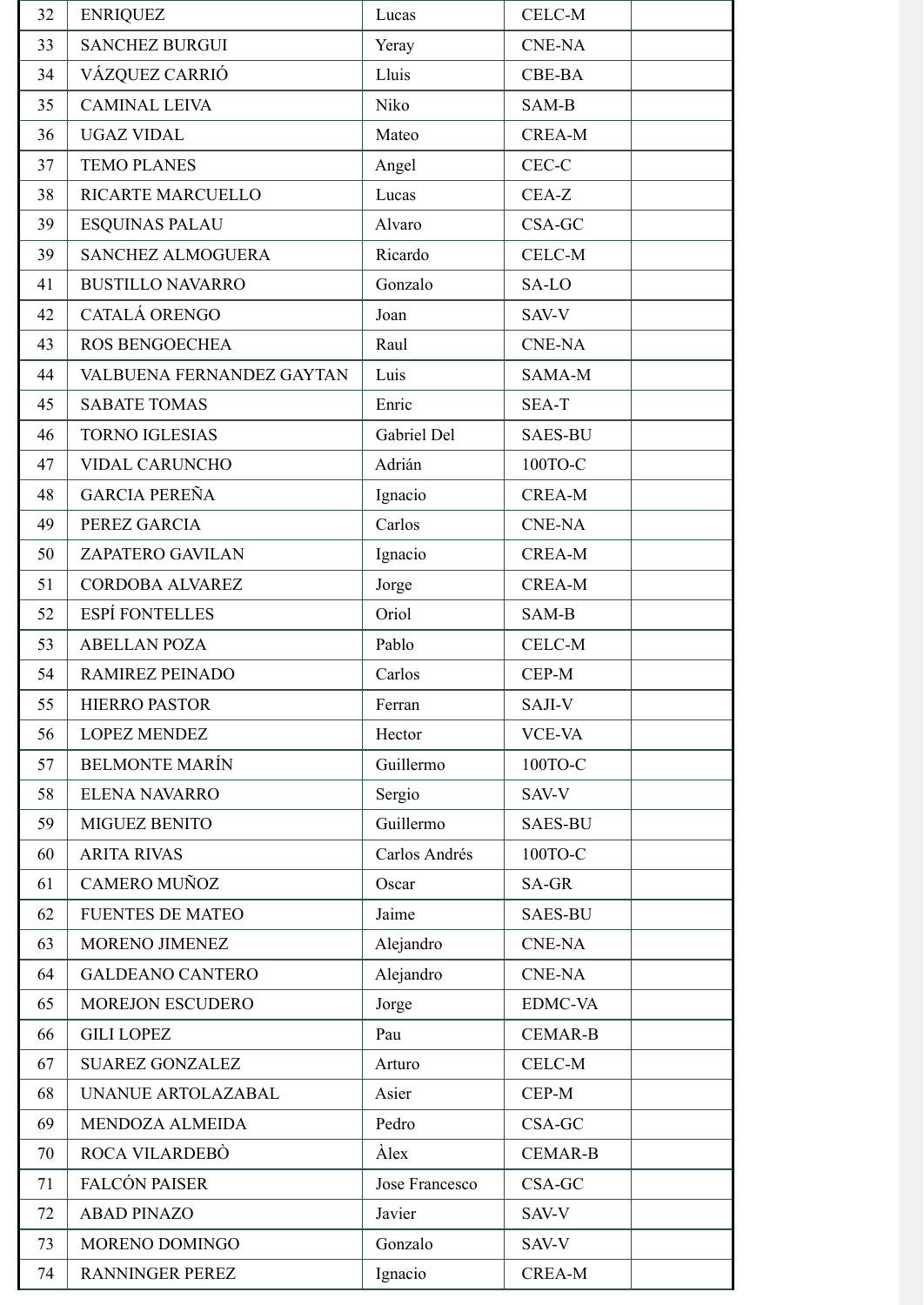| | | | | |
|---|---|---|---|---|
| 32 | ENRIQUEZ | Lucas | CELC-M | |
| 33 | SANCHEZ BURGUI | Yeray | CNE-NA | |
| 34 | VÁZQUEZ CARRIÓ | Lluis | CBE-BA | |
| 35 | CAMINAL LEIVA | Niko | SAM-B | |
| 36 | UGAZ VIDAL | Mateo | CREA-M | |
| 37 | TEMO PLANES | Angel | CEC-C | |
| 38 | RICARTE MARCUELLO | Lucas | CEA-Z | |
| 39 | ESQUINAS PALAU | Alvaro | CSA-GC | |
| 39 | SANCHEZ ALMOGUERA | Ricardo | CELC-M | |
| 41 | BUSTILLO NAVARRO | Gonzalo | SA-LO | |
| 42 | CATALÁ ORENGO | Joan | SAV-V | |
| 43 | ROS BENGOECHEA | Raul | CNE-NA | |
| 44 | VALBUENA FERNANDEZ GAYTAN | Luis | SAMA-M | |
| 45 | SABATE TOMAS | Enric | SEA-T | |
| 46 | TORNO IGLESIAS | Gabriel Del | SAES-BU | |
| 47 | VIDAL CARUNCHO | Adrián | 100TO-C | |
| 48 | GARCIA PEREÑA | Ignacio | CREA-M | |
| 49 | PEREZ GARCIA | Carlos | CNE-NA | |
| 50 | ZAPATERO GAVILAN | Ignacio | CREA-M | |
| 51 | CORDOBA ALVAREZ | Jorge | CREA-M | |
| 52 | ESPÍ FONTELLES | Oriol | SAM-B | |
| 53 | ABELLAN POZA | Pablo | CELC-M | |
| 54 | RAMIREZ PEINADO | Carlos | CEP-M | |
| 55 | HIERRO PASTOR | Ferran | SAJI-V | |
| 56 | LOPEZ MENDEZ | Hector | VCE-VA | |
| 57 | BELMONTE MARÍN | Guillermo | 100TO-C | |
| 58 | ELENA NAVARRO | Sergio | SAV-V | |
| 59 | MIGUEZ BENITO | Guillermo | SAES-BU | |
| 60 | ARITA RIVAS | Carlos Andrés | 100TO-C | |
| 61 | CAMERO MUÑOZ | Oscar | SA-GR | |
| 62 | FUENTES DE MATEO | Jaime | SAES-BU | |
| 63 | MORENO JIMENEZ | Alejandro | CNE-NA | |
| 64 | GALDEANO CANTERO | Alejandro | CNE-NA | |
| 65 | MOREJON ESCUDERO | Jorge | EDMC-VA | |
| 66 | GILI LOPEZ | Pau | CEMAR-B | |
| 67 | SUAREZ GONZALEZ | Arturo | CELC-M | |
| 68 | UNANUE ARTOLAZABAL | Asier | CEP-M | |
| 69 | MENDOZA ALMEIDA | Pedro | CSA-GC | |
| 70 | ROCA VILARDEBÒ | Àlex | CEMAR-B | |
| 71 | FALCÓN PAISER | Jose Francesco | CSA-GC | |
| 72 | ABAD PINAZO | Javier | SAV-V | |
| 73 | MORENO DOMINGO | Gonzalo | SAV-V | |
| 74 | RANNINGER PEREZ | Ignacio | CREA-M | |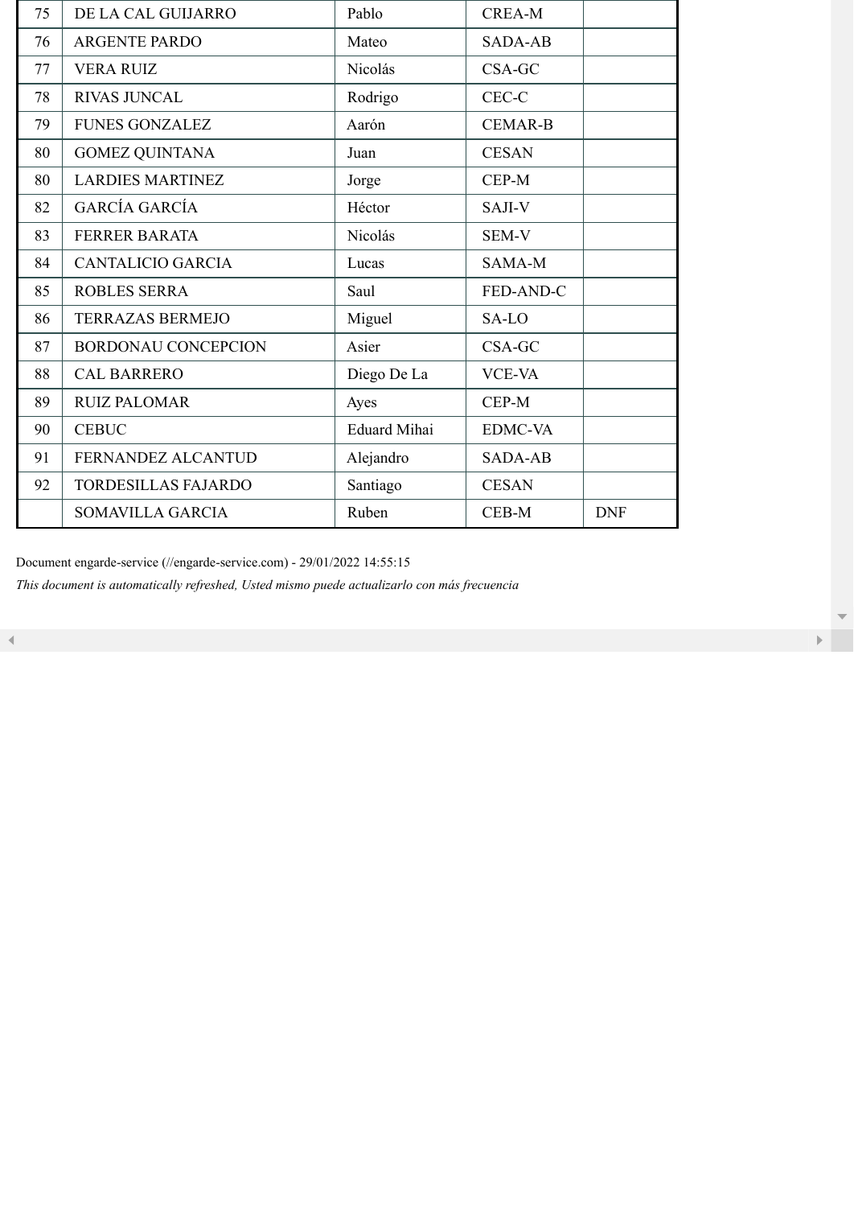| | | | | |
|---|---|---|---|---|
| 75 | DE LA CAL GUIJARRO | Pablo | CREA-M | |
| 76 | ARGENTE PARDO | Mateo | SADA-AB | |
| 77 | VERA RUIZ | Nicolás | CSA-GC | |
| 78 | RIVAS JUNCAL | Rodrigo | CEC-C | |
| 79 | FUNES GONZALEZ | Aarón | CEMAR-B | |
| 80 | GOMEZ QUINTANA | Juan | CESAN | |
| 80 | LARDIES MARTINEZ | Jorge | CEP-M | |
| 82 | GARCÍA GARCÍA | Héctor | SAJI-V | |
| 83 | FERRER BARATA | Nicolás | SEM-V | |
| 84 | CANTALICIO GARCIA | Lucas | SAMA-M | |
| 85 | ROBLES SERRA | Saul | FED-AND-C | |
| 86 | TERRAZAS BERMEJO | Miguel | SA-LO | |
| 87 | BORDONAU CONCEPCION | Asier | CSA-GC | |
| 88 | CAL BARRERO | Diego De La | VCE-VA | |
| 89 | RUIZ PALOMAR | Ayes | CEP-M | |
| 90 | CEBUC | Eduard Mihai | EDMC-VA | |
| 91 | FERNANDEZ ALCANTUD | Alejandro | SADA-AB | |
| 92 | TORDESILLAS FAJARDO | Santiago | CESAN | |
| | SOMAVILLA GARCIA | Ruben | CEB-M | DNF |

Document engarde-service (//engarde-service.com) - 29/01/2022 14:55:15

*This document is automatically refreshed, Usted mismo puede actualizarlo con más frecuencia*